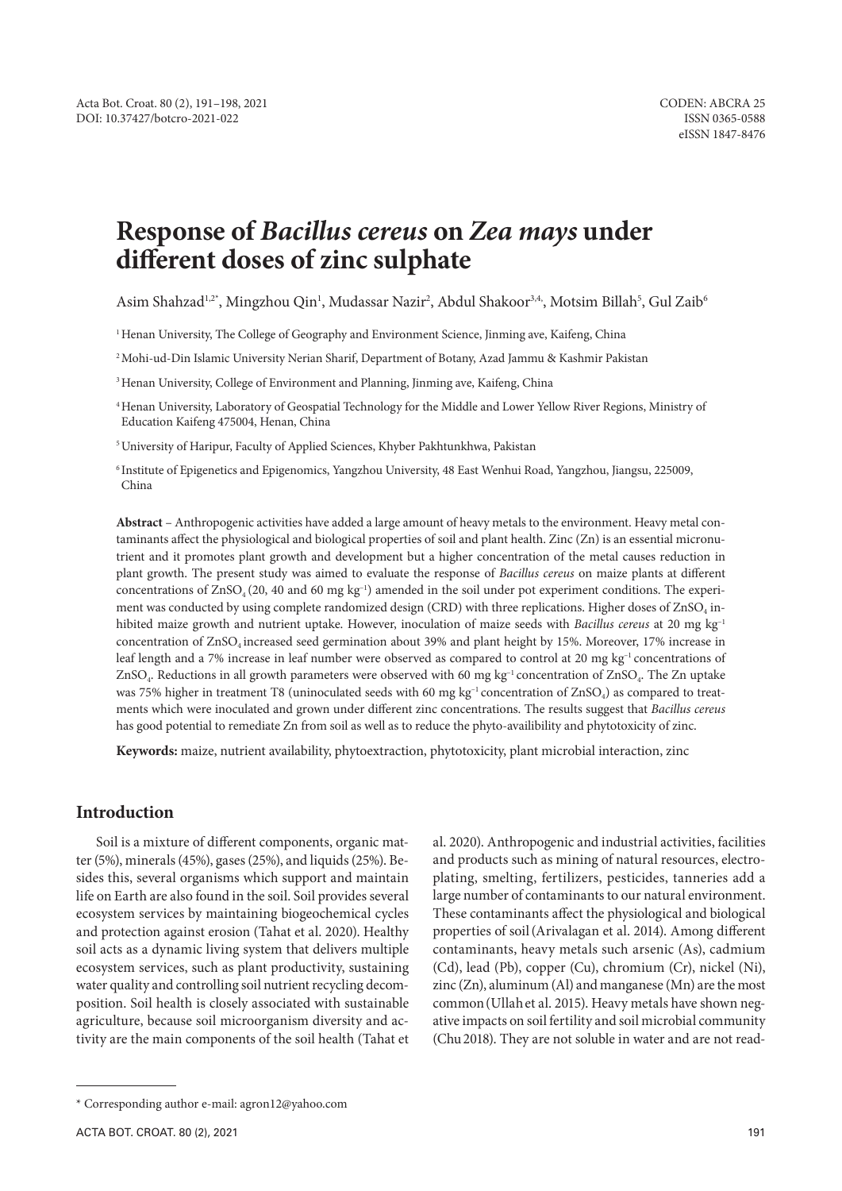# Response of *Bacillus cereus* on *Zea mays* under different doses of zinc sulphate

Asim Shahzad[1,2*], Mingzhou Qin[1], Mudassar Nazir[2], Abdul Shakoor[3,4], Motsim Billah[5], Gul Zaib[6]

[1] Henan University, The College of Geography and Environment Science, Jinming ave, Kaifeng, China

[2] Mohi-ud-Din Islamic University Nerian Sharif, Department of Botany, Azad Jammu & Kashmir Pakistan

[3] Henan University, College of Environment and Planning, Jinming ave, Kaifeng, China

[4] Henan University, Laboratory of Geospatial Technology for the Middle and Lower Yellow River Regions, Ministry of Education Kaifeng 475004, Henan, China

[5] University of Haripur, Faculty of Applied Sciences, Khyber Pakhtunkhwa, Pakistan

[6] Institute of Epigenetics and Epigenomics, Yangzhou University, 48 East Wenhui Road, Yangzhou, Jiangsu, 225009, China

**Abstract** – Anthropogenic activities have added a large amount of heavy metals to the environment. Heavy metal contaminants affect the physiological and biological properties of soil and plant health. Zinc (Zn) is an essential micronutrient and it promotes plant growth and development but a higher concentration of the metal causes reduction in plant growth. The present study was aimed to evaluate the response of *Bacillus cereus* on maize plants at different concentrations of $ZnSO_4$ (20, 40 and 60 mg $kg^{-1}$) amended in the soil under pot experiment conditions. The experiment was conducted by using complete randomized design (CRD) with three replications. Higher doses of $ZnSO_4$ inhibited maize growth and nutrient uptake. However, inoculation of maize seeds with *Bacillus cereus* at 20 mg $kg^{-1}$ concentration of $ZnSO_4$ increased seed germination about 39% and plant height by 15%. Moreover, 17% increase in leaf length and a 7% increase in leaf number were observed as compared to control at 20 mg $kg^{-1}$ concentrations of $ZnSO_4$. Reductions in all growth parameters were observed with 60 mg $kg^{-1}$ concentration of $ZnSO_4$. The Zn uptake was 75% higher in treatment T8 (uninoculated seeds with 60 mg $kg^{-1}$ concentration of $ZnSO_4$) as compared to treatments which were inoculated and grown under different zinc concentrations. The results suggest that *Bacillus cereus* has good potential to remediate Zn from soil as well as to reduce the phyto-availibility and phytotoxicity of zinc.

**Keywords:** maize, nutrient availability, phytoextraction, phytotoxicity, plant microbial interaction, zinc

## Introduction

Soil is a mixture of different components, organic matter (5%), minerals (45%), gases (25%), and liquids (25%). Besides this, several organisms which support and maintain life on Earth are also found in the soil. Soil provides several ecosystem services by maintaining biogeochemical cycles and protection against erosion (Tahat et al. 2020). Healthy soil acts as a dynamic living system that delivers multiple ecosystem services, such as plant productivity, sustaining water quality and controlling soil nutrient recycling decomposition. Soil health is closely associated with sustainable agriculture, because soil microorganism diversity and activity are the main components of the soil health (Tahat et al. 2020). Anthropogenic and industrial activities, facilities and products such as mining of natural resources, electroplating, smelting, fertilizers, pesticides, tanneries add a large number of contaminants to our natural environment. These contaminants affect the physiological and biological properties of soil (Arivalagan et al. 2014). Among different contaminants, heavy metals such arsenic (As), cadmium (Cd), lead (Pb), copper (Cu), chromium (Cr), nickel (Ni), zinc (Zn), aluminum (Al) and manganese (Mn) are the most common (Ullah et al. 2015). Heavy metals have shown negative impacts on soil fertility and soil microbial community (Chu 2018). They are not soluble in water and are not read-

\* Corresponding author e-mail: agron12@yahoo.com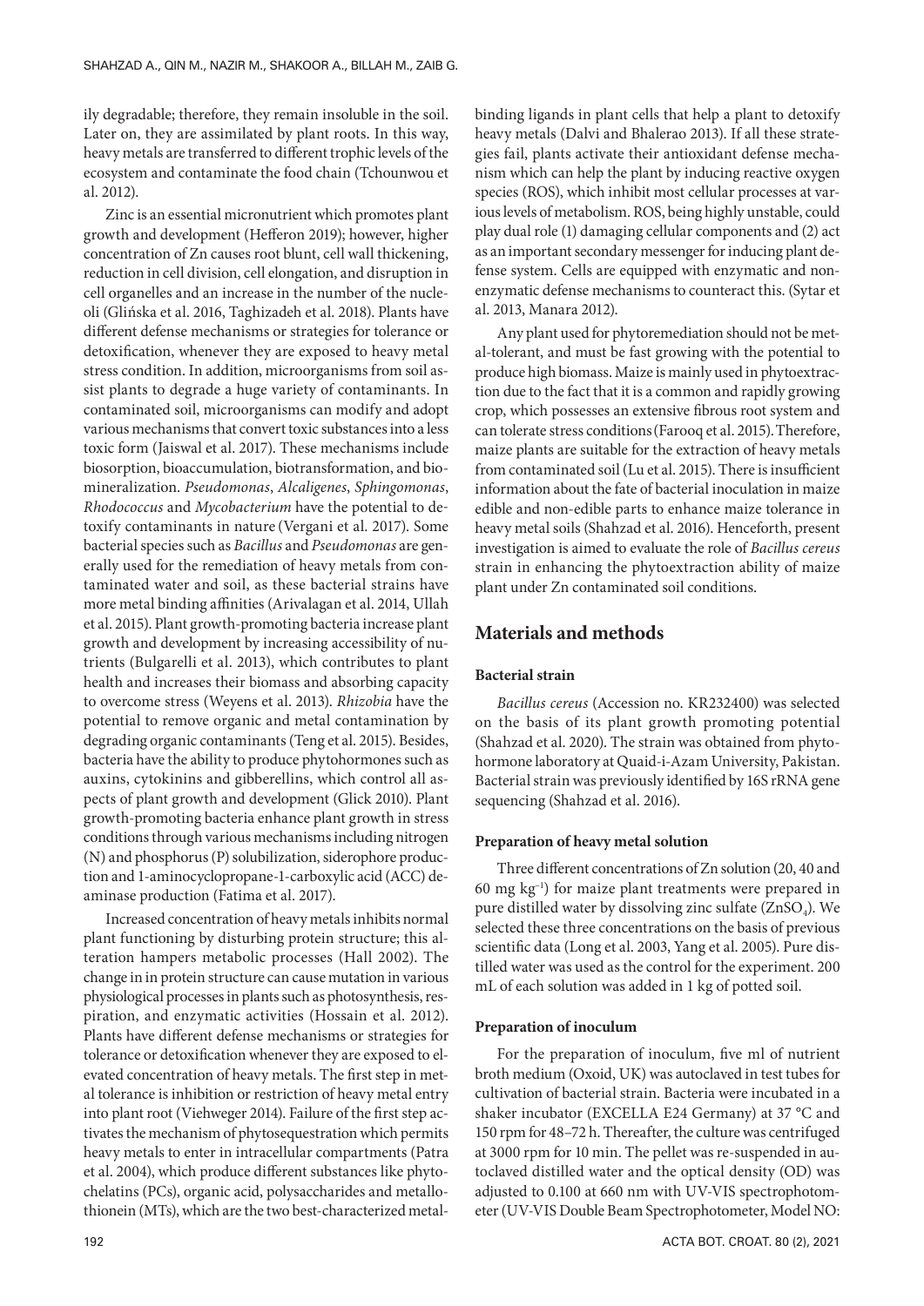ily degradable; therefore, they remain insoluble in the soil. Later on, they are assimilated by plant roots. In this way, heavy metals are transferred to different trophic levels of the ecosystem and contaminate the food chain (Tchounwou et al. 2012).

Zinc is an essential micronutrient which promotes plant growth and development (Hefferon 2019); however, higher concentration of Zn causes root blunt, cell wall thickening, reduction in cell division, cell elongation, and disruption in cell organelles and an increase in the number of the nucleoli (Glińska et al. 2016, Taghizadeh et al. 2018). Plants have different defense mechanisms or strategies for tolerance or detoxification, whenever they are exposed to heavy metal stress condition. In addition, microorganisms from soil assist plants to degrade a huge variety of contaminants. In contaminated soil, microorganisms can modify and adopt various mechanisms that convert toxic substances into a less toxic form (Jaiswal et al. 2017). These mechanisms include biosorption, bioaccumulation, biotransformation, and biomineralization. *Pseudomonas*, *Alcaligenes*, *Sphingomonas*, *Rhodococcus* and *Mycobacterium* have the potential to detoxify contaminants in nature (Vergani et al. 2017). Some bacterial species such as *Bacillus* and *Pseudomonas* are generally used for the remediation of heavy metals from contaminated water and soil, as these bacterial strains have more metal binding affinities (Arivalagan et al. 2014, Ullah et al. 2015). Plant growth-promoting bacteria increase plant growth and development by increasing accessibility of nutrients (Bulgarelli et al. 2013), which contributes to plant health and increases their biomass and absorbing capacity to overcome stress (Weyens et al. 2013). *Rhizobia* have the potential to remove organic and metal contamination by degrading organic contaminants (Teng et al. 2015). Besides, bacteria have the ability to produce phytohormones such as auxins, cytokinins and gibberellins, which control all aspects of plant growth and development (Glick 2010). Plant growth-promoting bacteria enhance plant growth in stress conditions through various mechanisms including nitrogen (N) and phosphorus (P) solubilization, siderophore production and 1-aminocyclopropane-1-carboxylic acid (ACC) deaminase production (Fatima et al. 2017).

Increased concentration of heavy metals inhibits normal plant functioning by disturbing protein structure; this alteration hampers metabolic processes (Hall 2002). The change in in protein structure can cause mutation in various physiological processes in plants such as photosynthesis, respiration, and enzymatic activities (Hossain et al. 2012). Plants have different defense mechanisms or strategies for tolerance or detoxification whenever they are exposed to elevated concentration of heavy metals. The first step in metal tolerance is inhibition or restriction of heavy metal entry into plant root (Viehweger 2014). Failure of the first step activates the mechanism of phytosequestration which permits heavy metals to enter in intracellular compartments (Patra et al. 2004), which produce different substances like phytochelatins (PCs), organic acid, polysaccharides and metallothionein (MTs), which are the two best-characterized metal-binding ligands in plant cells that help a plant to detoxify heavy metals (Dalvi and Bhalerao 2013). If all these strategies fail, plants activate their antioxidant defense mechanism which can help the plant by inducing reactive oxygen species (ROS), which inhibit most cellular processes at various levels of metabolism. ROS, being highly unstable, could play dual role (1) damaging cellular components and (2) act as an important secondary messenger for inducing plant defense system. Cells are equipped with enzymatic and non-enzymatic defense mechanisms to counteract this. (Sytar et al. 2013, Manara 2012).

Any plant used for phytoremediation should not be metal-tolerant, and must be fast growing with the potential to produce high biomass. Maize is mainly used in phytoextraction due to the fact that it is a common and rapidly growing crop, which possesses an extensive fibrous root system and can tolerate stress conditions (Farooq et al. 2015). Therefore, maize plants are suitable for the extraction of heavy metals from contaminated soil (Lu et al. 2015). There is insufficient information about the fate of bacterial inoculation in maize edible and non-edible parts to enhance maize tolerance in heavy metal soils (Shahzad et al. 2016). Henceforth, present investigation is aimed to evaluate the role of *Bacillus cereus* strain in enhancing the phytoextraction ability of maize plant under Zn contaminated soil conditions.

## Materials and methods

### Bacterial strain

*Bacillus cereus* (Accession no. KR232400) was selected on the basis of its plant growth promoting potential (Shahzad et al. 2020). The strain was obtained from phytohormone laboratory at Quaid-i-Azam University, Pakistan. Bacterial strain was previously identified by 16S rRNA gene sequencing (Shahzad et al. 2016).

### Preparation of heavy metal solution

Three different concentrations of Zn solution (20, 40 and 60 mg $kg^{-1}$) for maize plant treatments were prepared in pure distilled water by dissolving zinc sulfate ($ZnSO_4$). We selected these three concentrations on the basis of previous scientific data (Long et al. 2003, Yang et al. 2005). Pure distilled water was used as the control for the experiment. 200 mL of each solution was added in 1 kg of potted soil.

### Preparation of inoculum

For the preparation of inoculum, five ml of nutrient broth medium (Oxoid, UK) was autoclaved in test tubes for cultivation of bacterial strain. Bacteria were incubated in a shaker incubator (EXCELLA E24 Germany) at 37 °C and 150 rpm for 48–72 h. Thereafter, the culture was centrifuged at 3000 rpm for 10 min. The pellet was re-suspended in autoclaved distilled water and the optical density (OD) was adjusted to 0.100 at 660 nm with UV-VIS spectrophotometer (UV-VIS Double Beam Spectrophotometer, Model NO: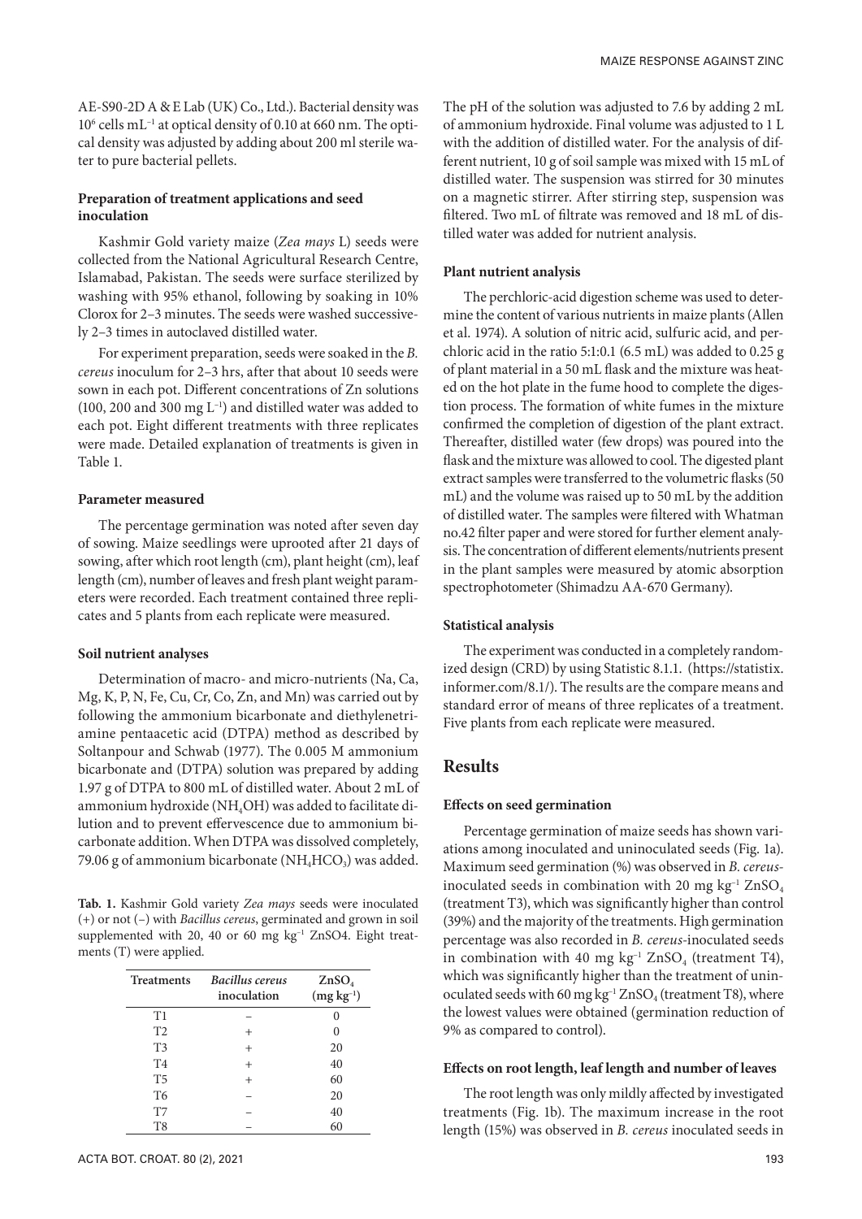AE-S90-2D A & E Lab (UK) Co., Ltd.). Bacterial density was $10^6$ cells $mL^{-1}$ at optical density of 0.10 at 660 nm. The optical density was adjusted by adding about 200 ml sterile water to pure bacterial pellets.

### Preparation of treatment applications and seed inoculation

Kashmir Gold variety maize (*Zea mays* L) seeds were collected from the National Agricultural Research Centre, Islamabad, Pakistan. The seeds were surface sterilized by washing with 95% ethanol, following by soaking in 10% Clorox for 2–3 minutes. The seeds were washed successively 2–3 times in autoclaved distilled water.

For experiment preparation, seeds were soaked in the *B. cereus* inoculum for 2–3 hrs, after that about 10 seeds were sown in each pot. Different concentrations of Zn solutions (100, 200 and 300 mg $L^{-1}$) and distilled water was added to each pot. Eight different treatments with three replicates were made. Detailed explanation of treatments is given in Table 1.

### Parameter measured

The percentage germination was noted after seven day of sowing. Maize seedlings were uprooted after 21 days of sowing, after which root length (cm), plant height (cm), leaf length (cm), number of leaves and fresh plant weight parameters were recorded. Each treatment contained three replicates and 5 plants from each replicate were measured.

### Soil nutrient analyses

Determination of macro- and micro-nutrients (Na, Ca, Mg, K, P, N, Fe, Cu, Cr, Co, Zn, and Mn) was carried out by following the ammonium bicarbonate and diethylenetriamine pentaacetic acid (DTPA) method as described by Soltanpour and Schwab (1977). The 0.005 M ammonium bicarbonate and (DTPA) solution was prepared by adding 1.97 g of DTPA to 800 mL of distilled water. About 2 mL of ammonium hydroxide ($NH_4OH$) was added to facilitate dilution and to prevent effervescence due to ammonium bicarbonate addition. When DTPA was dissolved completely, 79.06 g of ammonium bicarbonate ($NH_4HCO_3$) was added.

**Tab. 1.** Kashmir Gold variety *Zea mays* seeds were inoculated (+) or not (–) with *Bacillus cereus*, germinated and grown in soil supplemented with 20, 40 or 60 mg $kg^{-1}$ ZnSO4. Eight treatments (T) were applied.

| Treatments | *Bacillus cereus* inoculation | $ZnSO_4$ (mg $kg^{-1}$) |
|---|---|---|
| T1 | – | 0 |
| T2 | + | 0 |
| T3 | + | 20 |
| T4 | + | 40 |
| T5 | + | 60 |
| T6 | – | 20 |
| T7 | – | 40 |
| T8 | – | 60 |

The pH of the solution was adjusted to 7.6 by adding 2 mL of ammonium hydroxide. Final volume was adjusted to 1 L with the addition of distilled water. For the analysis of different nutrient, 10 g of soil sample was mixed with 15 mL of distilled water. The suspension was stirred for 30 minutes on a magnetic stirrer. After stirring step, suspension was filtered. Two mL of filtrate was removed and 18 mL of distilled water was added for nutrient analysis.

### Plant nutrient analysis

The perchloric-acid digestion scheme was used to determine the content of various nutrients in maize plants (Allen et al. 1974). A solution of nitric acid, sulfuric acid, and perchloric acid in the ratio 5:1:0.1 (6.5 mL) was added to 0.25 g of plant material in a 50 mL flask and the mixture was heated on the hot plate in the fume hood to complete the digestion process. The formation of white fumes in the mixture confirmed the completion of digestion of the plant extract. Thereafter, distilled water (few drops) was poured into the flask and the mixture was allowed to cool. The digested plant extract samples were transferred to the volumetric flasks (50 mL) and the volume was raised up to 50 mL by the addition of distilled water. The samples were filtered with Whatman no.42 filter paper and were stored for further element analysis. The concentration of different elements/nutrients present in the plant samples were measured by atomic absorption spectrophotometer (Shimadzu AA-670 Germany).

### Statistical analysis

The experiment was conducted in a completely randomized design (CRD) by using Statistic 8.1.1. (https://statistix.informer.com/8.1/). The results are the compare means and standard error of means of three replicates of a treatment. Five plants from each replicate were measured.

## Results

### Effects on seed germination

Percentage germination of maize seeds has shown variations among inoculated and uninoculated seeds (Fig. 1a). Maximum seed germination (%) was observed in *B. cereus*-inoculated seeds in combination with 20 mg $kg^{-1}$ $ZnSO_4$ (treatment T3), which was significantly higher than control (39%) and the majority of the treatments. High germination percentage was also recorded in *B. cereus*-inoculated seeds in combination with 40 mg $kg^{-1}$ $ZnSO_4$ (treatment T4), which was significantly higher than the treatment of uninoculated seeds with 60 mg $kg^{-1}$ $ZnSO_4$ (treatment T8), where the lowest values were obtained (germination reduction of 9% as compared to control).

### Effects on root length, leaf length and number of leaves

The root length was only mildly affected by investigated treatments (Fig. 1b). The maximum increase in the root length (15%) was observed in *B. cereus* inoculated seeds in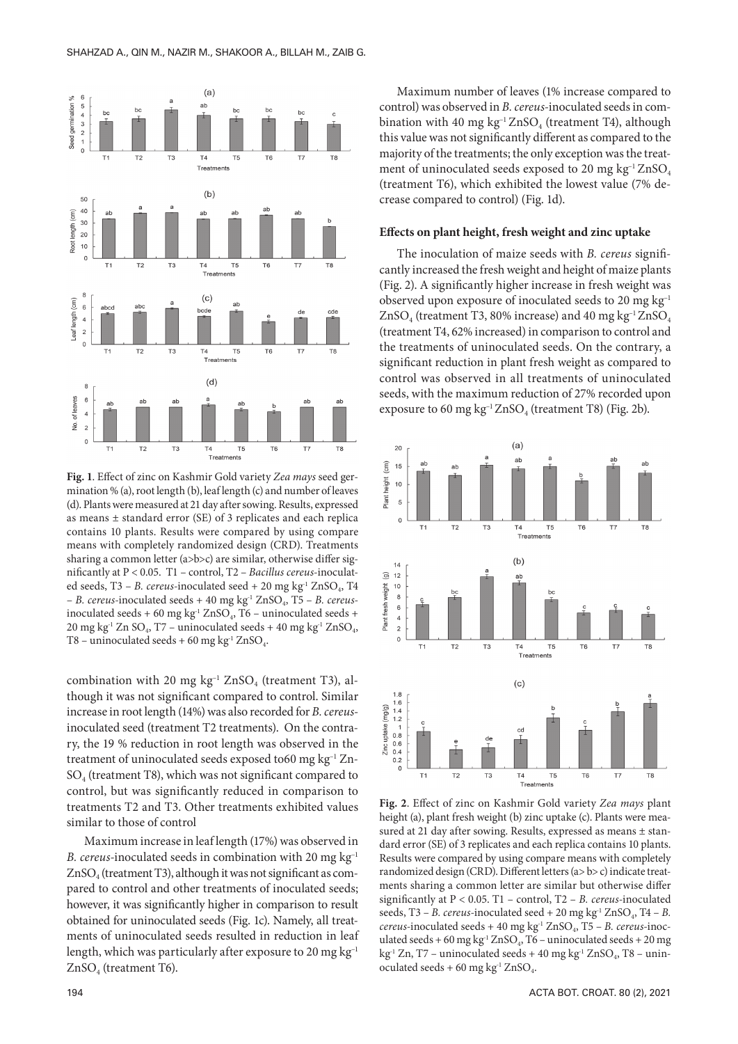**Fig. 1**. Effect of zinc on Kashmir Gold variety *Zea mays* seed germination % (a), root length (b), leaf length (c) and number of leaves (d). Plants were measured at 21 day after sowing. Results, expressed as means ± standard error (SE) of 3 replicates and each replica contains 10 plants. Results were compared by using compare means with completely randomized design (CRD). Treatments sharing a common letter (a>b>c) are similar, otherwise differ significantly at $P < 0.05$. T1 – control, T2 – *Bacillus cereus*-inoculated seeds, T3 – *B. cereus*-inoculated seed + 20 mg $kg^{-1}$ $ZnSO_4$, T4 – *B. cereus*-inoculated seeds + 40 mg $kg^{-1}$ $ZnSO_4$, T5 – *B. cereus*-inoculated seeds + 60 mg $kg^{-1}$ $ZnSO_4$, T6 – uninoculated seeds + 20 mg $kg^{-1}$ Zn $SO_4$, T7 – uninoculated seeds + 40 mg $kg^{-1}$ $ZnSO_4$, T8 – uninoculated seeds + 60 mg $kg^{-1}$ $ZnSO_4$.

combination with 20 mg $kg^{-1}$ $ZnSO_4$ (treatment T3), although it was not significant compared to control. Similar increase in root length (14%) was also recorded for *B. cereus*-inoculated seed (treatment T2 treatments). On the contrary, the 19 % reduction in root length was observed in the treatment of uninoculated seeds exposed to60 mg $kg^{-1}$ $ZnSO_4$ (treatment T8), which was not significant compared to control, but was significantly reduced in comparison to treatments T2 and T3. Other treatments exhibited values similar to those of control

Maximum increase in leaf length (17%) was observed in *B. cereus*-inoculated seeds in combination with 20 mg $kg^{-1}$ $ZnSO_4$ (treatment T3), although it was not significant as compared to control and other treatments of inoculated seeds; however, it was significantly higher in comparison to result obtained for uninoculated seeds (Fig. 1c). Namely, all treatments of uninoculated seeds resulted in reduction in leaf length, which was particularly after exposure to 20 mg $kg^{-1}$ $ZnSO_4$ (treatment T6).

Maximum number of leaves (1% increase compared to control) was observed in *B. cereus*-inoculated seeds in combination with 40 mg $kg^{-1}$ $ZnSO_4$ (treatment T4), although this value was not significantly different as compared to the majority of the treatments; the only exception was the treatment of uninoculated seeds exposed to 20 mg $kg^{-1}$ $ZnSO_4$ (treatment T6), which exhibited the lowest value (7% decrease compared to control) (Fig. 1d).

### Effects on plant height, fresh weight and zinc uptake

The inoculation of maize seeds with *B. cereus* significantly increased the fresh weight and height of maize plants (Fig. 2). A significantly higher increase in fresh weight was observed upon exposure of inoculated seeds to 20 mg $kg^{-1}$ $ZnSO_4$ (treatment T3, 80% increase) and 40 mg $kg^{-1}$ $ZnSO_4$ (treatment T4, 62% increased) in comparison to control and the treatments of uninoculated seeds. On the contrary, a significant reduction in plant fresh weight as compared to control was observed in all treatments of uninoculated seeds, with the maximum reduction of 27% recorded upon exposure to 60 mg $kg^{-1}$ $ZnSO_4$ (treatment T8) (Fig. 2b).

**Fig. 2**. Effect of zinc on Kashmir Gold variety *Zea mays* plant height (a), plant fresh weight (b) zinc uptake (c). Plants were measured at 21 day after sowing. Results, expressed as means ± standard error (SE) of 3 replicates and each replica contains 10 plants. Results were compared by using compare means with completely randomized design (CRD). Different letters (a> b> c) indicate treatments sharing a common letter are similar but otherwise differ significantly at $P < 0.05$. T1 – control, T2 – *B. cereus*-inoculated seeds, T3 – *B. cereus*-inoculated seed + 20 mg $kg^{-1}$ $ZnSO_4$, T4 – *B. cereus*-inoculated seeds + 40 mg $kg^{-1}$ $ZnSO_4$, T5 – *B. cereus*-inoculated seeds + 60 mg $kg^{-1}$ $ZnSO_4$, T6 – uninoculated seeds + 20 mg $kg^{-1}$ Zn, T7 – uninoculated seeds + 40 mg $kg^{-1}$ $ZnSO_4$, T8 – uninoculated seeds + 60 mg $kg^{-1}$ $ZnSO_4$.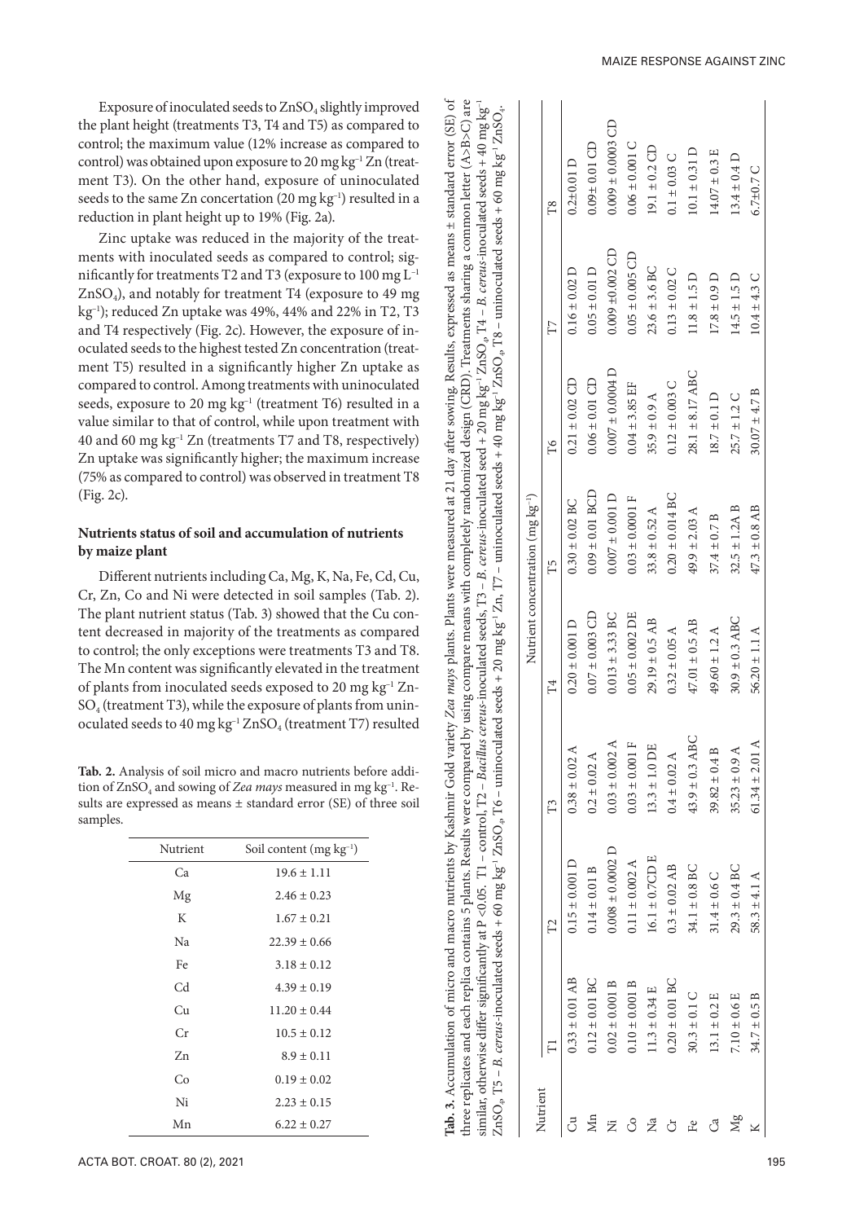Exposure of inoculated seeds to $ZnSO_4$ slightly improved the plant height (treatments T3, T4 and T5) as compared to control; the maximum value (12% increase as compared to control) was obtained upon exposure to 20 mg kg$^{-1}$ Zn (treatment T3). On the other hand, exposure of uninoculated seeds to the same Zn concertation (20 mg kg$^{-1}$) resulted in a reduction in plant height up to 19% (Fig. 2a).

Zinc uptake was reduced in the majority of the treatments with inoculated seeds as compared to control; significantly for treatments T2 and T3 (exposure to 100 mg L$^{-1}$ $ZnSO_4$), and notably for treatment T4 (exposure to 49 mg kg$^{-1}$); reduced Zn uptake was 49%, 44% and 22% in T2, T3 and T4 respectively (Fig. 2c). However, the exposure of inoculated seeds to the highest tested Zn concentration (treatment T5) resulted in a significantly higher Zn uptake as compared to control. Among treatments with uninoculated seeds, exposure to 20 mg kg$^{-1}$ (treatment T6) resulted in a value similar to that of control, while upon treatment with 40 and 60 mg kg$^{-1}$ Zn (treatments T7 and T8, respectively) Zn uptake was significantly higher; the maximum increase (75% as compared to control) was observed in treatment T8 (Fig. 2c).

## Nutrients status of soil and accumulation of nutrients by maize plant

Different nutrients including Ca, Mg, K, Na, Fe, Cd, Cu, Cr, Zn, Co and Ni were detected in soil samples (Tab. 2). The plant nutrient status (Tab. 3) showed that the Cu content decreased in majority of the treatments as compared to control; the only exceptions were treatments T3 and T8. The Mn content was significantly elevated in the treatment of plants from inoculated seeds exposed to 20 mg kg$^{-1}$ $ZnSO_4$ (treatment T3), while the exposure of plants from uninoculated seeds to 40 mg kg$^{-1}$ $ZnSO_4$ (treatment T7) resulted

**Tab. 2.** Analysis of soil micro and macro nutrients before addition of $ZnSO_4$ and sowing of *Zea mays* measured in mg kg$^{-1}$. Results are expressed as means ± standard error (SE) of three soil samples.

| Nutrient | Soil content (mg kg$^{-1}$) |
|---|---|
| Ca | 19.6 ± 1.11 |
| Mg | 2.46 ± 0.23 |
| K | 1.67 ± 0.21 |
| Na | 22.39 ± 0.66 |
| Fe | 3.18 ± 0.12 |
| Cd | 4.39 ± 0.19 |
| Cu | 11.20 ± 0.44 |
| Cr | 10.5 ± 0.12 |
| Zn | 8.9 ± 0.11 |
| Co | 0.19 ± 0.02 |
| Ni | 2.23 ± 0.15 |
| Mn | 6.22 ± 0.27 |

**Tab. 3.** Accumulation of micro and macro nutrients by Kashmir Gold variety *Zea mays* plants. Plants were measured at 21 day after sowing. Results, expressed as means ± standard error (SE) of three replicates and each replica contains 5 plants. Results were compared by using compare means with completely randomized design (CRD). Treatments sharing a common letter (A>B>C) are similar, otherwise differ significantly at P <0.05. T1 – control, T2 – *Bacillus cereus*-inoculated seeds, T3 – *B. cereus*-inoculated seed + 20 mg kg$^{-1}$ $ZnSO_4$, T4 – *B. cereus*-inoculated seeds + 40 mg kg$^{-1}$ $ZnSO_4$, T5 – *B. cereus*-inoculated seeds + 60 mg kg$^{-1}$ $ZnSO_4$, T6 – uninoculated seeds + 20 mg kg$^{-1}$ Zn, T7 – uninoculated seeds + 40 mg kg$^{-1}$ $ZnSO_4$, T8 – uninoculated seeds + 60 mg kg$^{-1}$ $ZnSO_4$.

| Nutrient | Nutrient concentration (mg kg$^{-1}$) | | | | | | | |
|---|---|---|---|---|---|---|---|---|
| | T1 | T2 | T3 | T4 | T5 | T6 | T7 | T8 |
| Cu | 0.33 ± 0.01 AB | 0.15 ± 0.001 D | 0.38 ± 0.02 A | 0.20 ± 0.001 D | 0.30 ± 0.02 BC | 0.21 ± 0.02 CD | 0.16 ± 0.02 D | 0.2±0.01 D |
| Mn | 0.12 ± 0.01 BC | 0.14 ± 0.01 B | 0.2 ± 0.02 A | 0.07 ± 0.003 CD | 0.09 ± 0.01 BCD | 0.06 ± 0.01 CD | 0.05 ± 0.01 D | 0.09± 0.01 CD |
| Ni | 0.02 ± 0.001 B | 0.008 ± 0.0002 D | 0.03 ± 0.002 A | 0.013 ± 3.33 BC | 0.007 ± 0.001 D | 0.007 ± 0.0004 D | 0.009 ±0.002 CD | 0.009 ± 0.0003 CD |
| Co | 0.10 ± 0.001 B | 0.11 ± 0.002 A | 0.03 ± 0.001 F | 0.05 ± 0.002 DE | 0.03 ± 0.0001 F | 0.04 ± 3.85 EF | 0.05 ± 0.005 CD | 0.06 ± 0.001 C |
| Na | 11.3 ± 0.34 E | 16.1 ± 0.7CD E | 13.3 ± 1.0 DE | 29.19 ± 0.5 AB | 33.8 ± 0.52 A | 35.9 ± 0.9 A | 23.6 ± 3.6 BC | 19.1 ± 0.2 CD |
| Cr | 0.20 ± 0.01 BC | 0.3 ± 0.02 AB | 0.4 ± 0.02 A | 0.32 ± 0.05 A | 0.20 ± 0.014 BC | 0.12 ± 0.003 C | 0.13 ± 0.02 C | 0.1 ± 0.03 C |
| Fe | 30.3 ± 0.1 C | 34.1 ± 0.8 BC | 43.9 ± 0.3 ABC | 47.01 ± 0.5 AB | 49.9 ± 2.03 A | 28.1 ± 8.17 ABC | 11.8 ± 1.5 D | 10.1 ± 0.31 D |
| Ca | 13.1 ± 0.2 E | 31.4 ± 0.6 C | 39.82 ± 0.4 B | 49.60 ± 1.2 A | 37.4 ± 0.7 B | 18.7 ± 0.1 D | 17.8 ± 0.9 D | 14.07 ± 0.3 E |
| Mg | 7.10 ± 0.6 E | 29.3 ± 0.4 BC | 35.23 ± 0.9 A | 30.9 ± 0.3 ABC | 32.5 ± 1.2A B | 25.7 ± 1.2 C | 14.5 ± 1.5 D | 13.4 ± 0.4 D |
| K | 34.7 ± 0.5 B | 58.3 ± 4.1 A | 61.34 ± 2.01 A | 56.20 ± 1.1 A | 47.3 ± 0.8 AB | 30.07 ± 4.7 B | 10.4 ± 4.3 C | 6.7±0.7 C |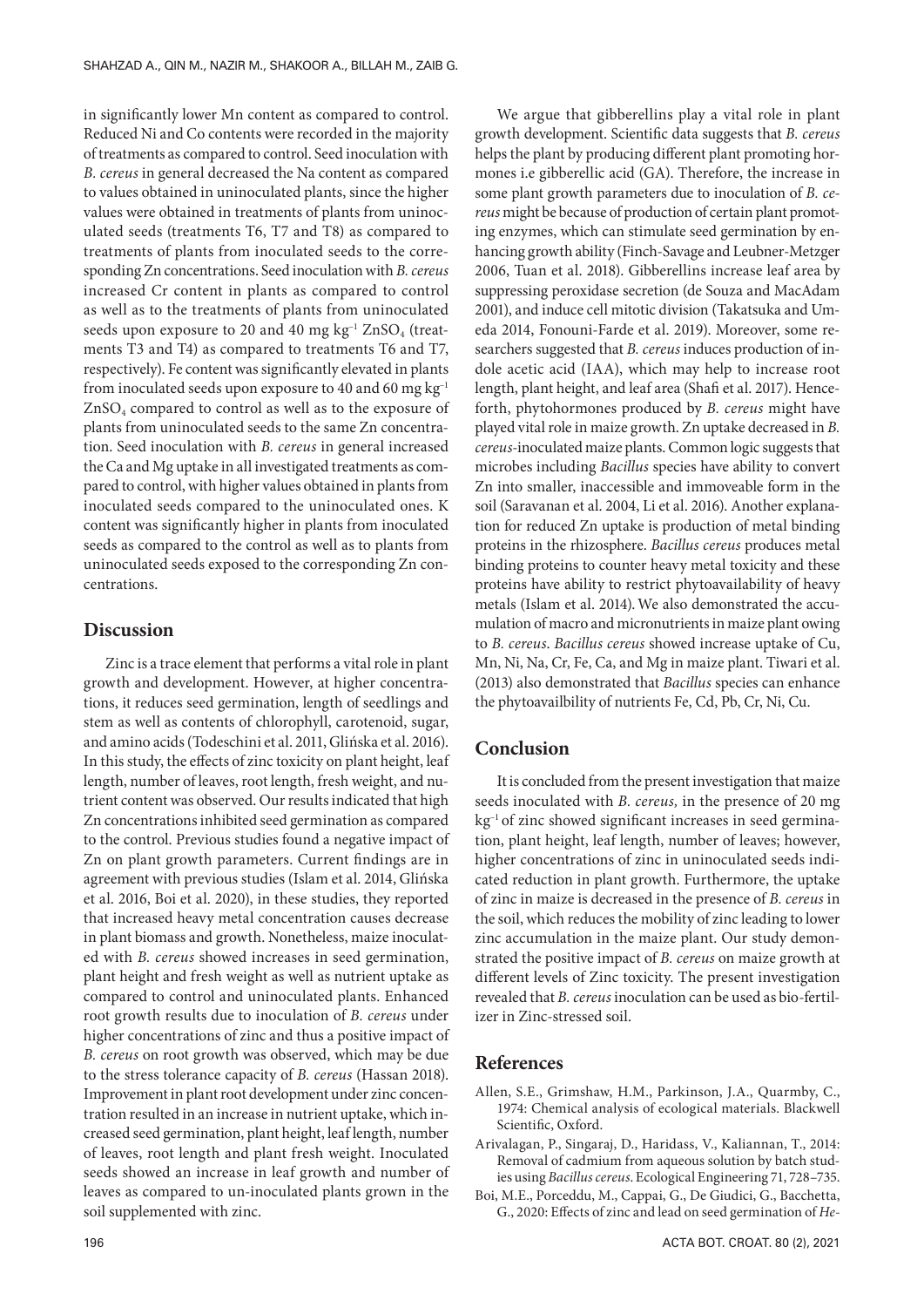in significantly lower Mn content as compared to control. Reduced Ni and Co contents were recorded in the majority of treatments as compared to control. Seed inoculation with *B. cereus* in general decreased the Na content as compared to values obtained in uninoculated plants, since the higher values were obtained in treatments of plants from uninoculated seeds (treatments T6, T7 and T8) as compared to treatments of plants from inoculated seeds to the corresponding Zn concentrations. Seed inoculation with *B. cereus* increased Cr content in plants as compared to control as well as to the treatments of plants from uninoculated seeds upon exposure to 20 and 40 mg kg$^{-1}$ $ZnSO_4$ (treatments T3 and T4) as compared to treatments T6 and T7, respectively). Fe content was significantly elevated in plants from inoculated seeds upon exposure to 40 and 60 mg kg$^{-1}$ $ZnSO_4$ compared to control as well as to the exposure of plants from uninoculated seeds to the same Zn concentration. Seed inoculation with *B. cereus* in general increased the Ca and Mg uptake in all investigated treatments as compared to control, with higher values obtained in plants from inoculated seeds compared to the uninoculated ones. K content was significantly higher in plants from inoculated seeds as compared to the control as well as to plants from uninoculated seeds exposed to the corresponding Zn concentrations.

## Discussion

Zinc is a trace element that performs a vital role in plant growth and development. However, at higher concentrations, it reduces seed germination, length of seedlings and stem as well as contents of chlorophyll, carotenoid, sugar, and amino acids (Todeschini et al. 2011, Glińska et al. 2016). In this study, the effects of zinc toxicity on plant height, leaf length, number of leaves, root length, fresh weight, and nutrient content was observed. Our results indicated that high Zn concentrations inhibited seed germination as compared to the control. Previous studies found a negative impact of Zn on plant growth parameters. Current findings are in agreement with previous studies (Islam et al. 2014, Glińska et al. 2016, Boi et al. 2020), in these studies, they reported that increased heavy metal concentration causes decrease in plant biomass and growth. Nonetheless, maize inoculated with *B. cereus* showed increases in seed germination, plant height and fresh weight as well as nutrient uptake as compared to control and uninoculated plants. Enhanced root growth results due to inoculation of *B. cereus* under higher concentrations of zinc and thus a positive impact of *B. cereus* on root growth was observed, which may be due to the stress tolerance capacity of *B. cereus* (Hassan 2018). Improvement in plant root development under zinc concentration resulted in an increase in nutrient uptake, which increased seed germination, plant height, leaf length, number of leaves, root length and plant fresh weight. Inoculated seeds showed an increase in leaf growth and number of leaves as compared to un-inoculated plants grown in the soil supplemented with zinc.

We argue that gibberellins play a vital role in plant growth development. Scientific data suggests that *B. cereus* helps the plant by producing different plant promoting hormones i.e gibberellic acid (GA). Therefore, the increase in some plant growth parameters due to inoculation of *B. cereus* might be because of production of certain plant promoting enzymes, which can stimulate seed germination by enhancing growth ability (Finch-Savage and Leubner-Metzger 2006, Tuan et al. 2018). Gibberellins increase leaf area by suppressing peroxidase secretion (de Souza and MacAdam 2001), and induce cell mitotic division (Takatsuka and Umeda 2014, Fonouni-Farde et al. 2019). Moreover, some researchers suggested that *B. cereus* induces production of indole acetic acid (IAA), which may help to increase root length, plant height, and leaf area (Shafi et al. 2017). Henceforth, phytohormones produced by *B. cereus* might have played vital role in maize growth. Zn uptake decreased in *B. cereus*-inoculated maize plants. Common logic suggests that microbes including *Bacillus* species have ability to convert Zn into smaller, inaccessible and immoveable form in the soil (Saravanan et al. 2004, Li et al. 2016). Another explanation for reduced Zn uptake is production of metal binding proteins in the rhizosphere. *Bacillus cereus* produces metal binding proteins to counter heavy metal toxicity and these proteins have ability to restrict phytoavailability of heavy metals (Islam et al. 2014). We also demonstrated the accumulation of macro and micronutrients in maize plant owing to *B. cereus*. *Bacillus cereus* showed increase uptake of Cu, Mn, Ni, Na, Cr, Fe, Ca, and Mg in maize plant. Tiwari et al. (2013) also demonstrated that *Bacillus* species can enhance the phytoavailbility of nutrients Fe, Cd, Pb, Cr, Ni, Cu.

## Conclusion

It is concluded from the present investigation that maize seeds inoculated with *B. cereus,* in the presence of 20 mg kg$^{-1}$ of zinc showed significant increases in seed germination, plant height, leaf length, number of leaves; however, higher concentrations of zinc in uninoculated seeds indicated reduction in plant growth. Furthermore, the uptake of zinc in maize is decreased in the presence of *B. cereus* in the soil, which reduces the mobility of zinc leading to lower zinc accumulation in the maize plant. Our study demonstrated the positive impact of *B. cereus* on maize growth at different levels of Zinc toxicity. The present investigation revealed that *B. cereus* inoculation can be used as bio-fertilizer in Zinc-stressed soil.

## References

Allen, S.E., Grimshaw, H.M., Parkinson, J.A., Quarmby, C., 1974: Chemical analysis of ecological materials. Blackwell Scientific, Oxford.

Arivalagan, P., Singaraj, D., Haridass, V., Kaliannan, T., 2014: Removal of cadmium from aqueous solution by batch studies using *Bacillus cereus*. Ecological Engineering 71, 728–735.

Boi, M.E., Porceddu, M., Cappai, G., De Giudici, G., Bacchetta, G., 2020: Effects of zinc and lead on seed germination of *He-*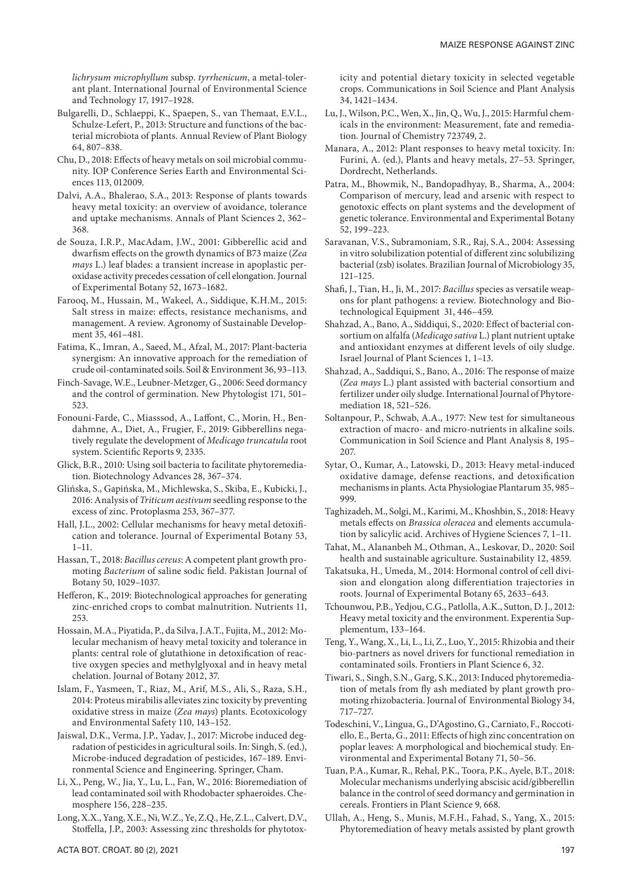*lichrysum microphyllum* subsp. *tyrrhenicum*, a metal-tolerant plant. International Journal of Environmental Science and Technology 17, 1917–1928.

Bulgarelli, D., Schlaeppi, K., Spaepen, S., van Themaat, E.V.L., Schulze-Lefert, P., 2013: Structure and functions of the bacterial microbiota of plants. Annual Review of Plant Biology 64, 807–838.

Chu, D., 2018: Effects of heavy metals on soil microbial community. IOP Conference Series Earth and Environmental Sciences 113, 012009.

Dalvi, A.A., Bhalerao, S.A., 2013: Response of plants towards heavy metal toxicity: an overview of avoidance, tolerance and uptake mechanisms. Annals of Plant Sciences 2, 362–368.

de Souza, I.R.P., MacAdam, J.W., 2001: Gibberellic acid and dwarfism effects on the growth dynamics of B73 maize (*Zea mays* L.) leaf blades: a transient increase in apoplastic peroxidase activity precedes cessation of cell elongation. Journal of Experimental Botany 52, 1673–1682.

Farooq, M., Hussain, M., Wakeel, A., Siddique, K.H.M., 2015: Salt stress in maize: effects, resistance mechanisms, and management. A review. Agronomy of Sustainable Development 35, 461–481.

Fatima, K., Imran, A., Saeed, M., Afzal, M., 2017: Plant-bacteria synergism: An innovative approach for the remediation of crude oil-contaminated soils. Soil & Environment 36, 93–113.

Finch-Savage, W.E., Leubner-Metzger, G., 2006: Seed dormancy and the control of germination. New Phytologist 171, 501–523.

Fonouni-Farde, C., Miasssod, A., Laffont, C., Morin, H., Bendahmne, A., Diet, A., Frugier, F., 2019: Gibberellins negatively regulate the development of *Medicago truncatula* root system. Scientific Reports 9, 2335.

Glick, B.R., 2010: Using soil bacteria to facilitate phytoremediation. Biotechnology Advances 28, 367–374.

Glińska, S., Gapińska, M., Michlewska, S., Skiba, E., Kubicki, J., 2016: Analysis of *Triticum aestivum* seedling response to the excess of zinc. Protoplasma 253, 367–377.

Hall, J.L., 2002: Cellular mechanisms for heavy metal detoxification and tolerance. Journal of Experimental Botany 53, 1–11.

Hassan, T., 2018: *Bacillus cereus*: A competent plant growth promoting *Bacterium* of saline sodic field. Pakistan Journal of Botany 50, 1029–1037.

Hefferon, K., 2019: Biotechnological approaches for generating zinc-enriched crops to combat malnutrition. Nutrients 11, 253.

Hossain, M.A., Piyatida, P., da Silva, J.A.T., Fujita, M., 2012: Molecular mechanism of heavy metal toxicity and tolerance in plants: central role of glutathione in detoxification of reactive oxygen species and methylglyoxal and in heavy metal chelation. Journal of Botany 2012, 37.

Islam, F., Yasmeen, T., Riaz, M., Arif, M.S., Ali, S., Raza, S.H., 2014: Proteus mirabilis alleviates zinc toxicity by preventing oxidative stress in maize (*Zea mays*) plants. Ecotoxicology and Environmental Safety 110, 143–152.

Jaiswal, D.K., Verma, J.P., Yadav, J., 2017: Microbe induced degradation of pesticides in agricultural soils. In: Singh, S. (ed.), Microbe-induced degradation of pesticides, 167–189. Environmental Science and Engineering. Springer, Cham.

Li, X., Peng, W., Jia, Y., Lu, L., Fan, W., 2016: Bioremediation of lead contaminated soil with Rhodobacter sphaeroides. Chemosphere 156, 228–235.

Long, X.X., Yang, X.E., Ni, W.Z., Ye, Z.Q., He, Z.L., Calvert, D.V., Stoffella, J.P., 2003: Assessing zinc thresholds for phytotoxicity and potential dietary toxicity in selected vegetable crops. Communications in Soil Science and Plant Analysis 34, 1421–1434.

Lu, J., Wilson, P.C., Wen, X., Jin, Q., Wu, J., 2015: Harmful chemicals in the environment: Measurement, fate and remediation. Journal of Chemistry 723749, 2.

Manara, A., 2012: Plant responses to heavy metal toxicity. In: Furini, A. (ed.), Plants and heavy metals, 27–53. Springer, Dordrecht, Netherlands.

Patra, M., Bhowmik, N., Bandopadhyay, B., Sharma, A., 2004: Comparison of mercury, lead and arsenic with respect to genotoxic effects on plant systems and the development of genetic tolerance. Environmental and Experimental Botany 52, 199–223.

Saravanan, V.S., Subramoniam, S.R., Raj, S.A., 2004: Assessing in vitro solubilization potential of different zinc solubilizing bacterial (zsb) isolates. Brazilian Journal of Microbiology 35, 121–125.

Shafi, J., Tian, H., Ji, M., 2017: *Bacillus* species as versatile weapons for plant pathogens: a review. Biotechnology and Biotechnological Equipment 31, 446–459.

Shahzad, A., Bano, A., Siddiqui, S., 2020: Effect of bacterial consortium on alfalfa (*Medicago sativa* L.) plant nutrient uptake and antioxidant enzymes at different levels of oily sludge. Israel Journal of Plant Sciences 1, 1–13.

Shahzad, A., Saddiqui, S., Bano, A., 2016: The response of maize (*Zea mays* L.) plant assisted with bacterial consortium and fertilizer under oily sludge. International Journal of Phytoremediation 18, 521–526.

Soltanpour, P., Schwab, A.A., 1977: New test for simultaneous extraction of macro- and micro-nutrients in alkaline soils. Communication in Soil Science and Plant Analysis 8, 195–207.

Sytar, O., Kumar, A., Latowski, D., 2013: Heavy metal-induced oxidative damage, defense reactions, and detoxification mechanisms in plants. Acta Physiologiae Plantarum 35, 985–999.

Taghizadeh, M., Solgi, M., Karimi, M., Khoshbin, S., 2018: Heavy metals effects on *Brassica oleracea* and elements accumulation by salicylic acid. Archives of Hygiene Sciences 7, 1–11.

Tahat, M., Alananbeh M., Othman, A., Leskovar, D., 2020: Soil health and sustainable agriculture. Sustainability 12, 4859.

Takatsuka, H., Umeda, M., 2014: Hormonal control of cell division and elongation along differentiation trajectories in roots. Journal of Experimental Botany 65, 2633–643.

Tchounwou, P.B., Yedjou, C.G., Patlolla, A.K., Sutton, D. J., 2012: Heavy metal toxicity and the environment. Experentia Supplementum, 133–164.

Teng, Y., Wang, X., Li, L., Li, Z., Luo, Y., 2015: Rhizobia and their bio-partners as novel drivers for functional remediation in contaminated soils. Frontiers in Plant Science 6, 32.

Tiwari, S., Singh, S.N., Garg, S.K., 2013: Induced phytoremediation of metals from fly ash mediated by plant growth promoting rhizobacteria. Journal of Environmental Biology 34, 717–727.

Todeschini, V., Lingua, G., D'Agostino, G., Carniato, F., Roccotiello, E., Berta, G., 2011: Effects of high zinc concentration on poplar leaves: A morphological and biochemical study. Environmental and Experimental Botany 71, 50–56.

Tuan, P.A., Kumar, R., Rehal, P.K., Toora, P.K., Ayele, B.T., 2018: Molecular mechanisms underlying abscisic acid/gibberellin balance in the control of seed dormancy and germination in cereals. Frontiers in Plant Science 9, 668.

Ullah, A., Heng, S., Munis, M.F.H., Fahad, S., Yang, X., 2015: Phytoremediation of heavy metals assisted by plant growth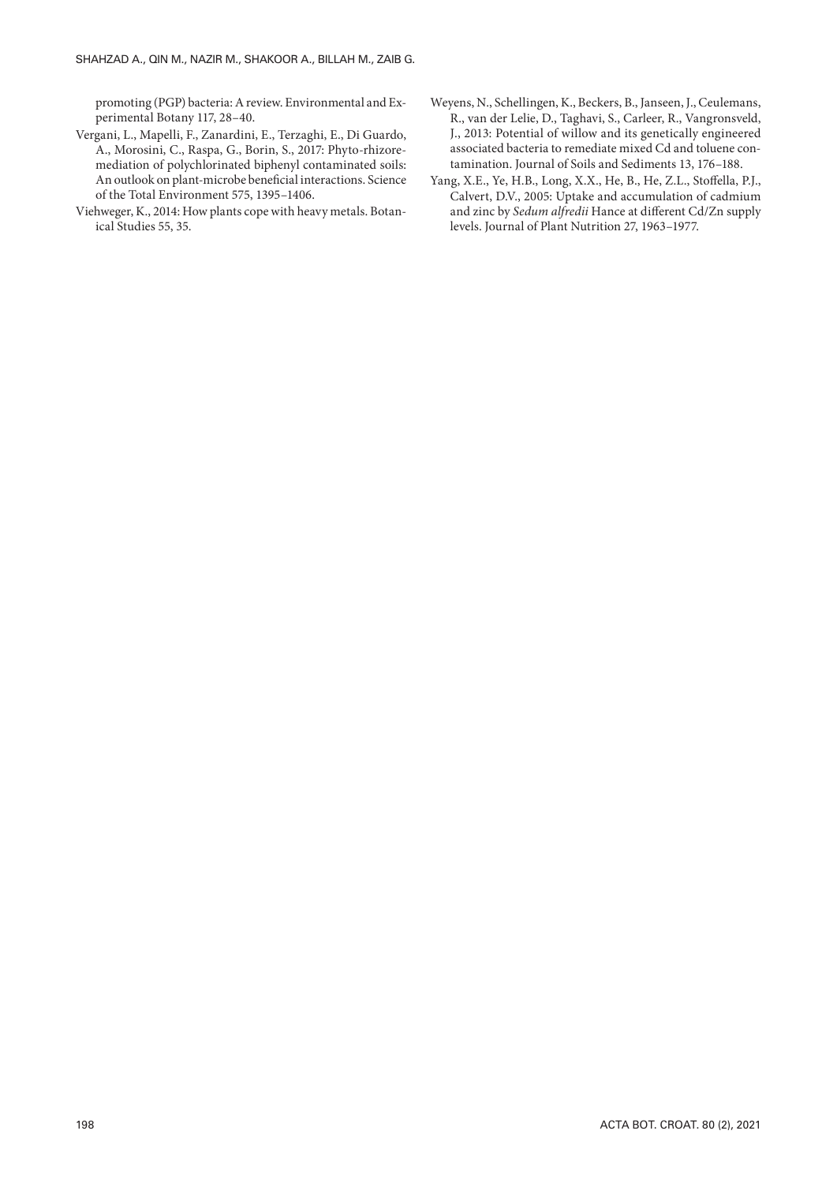promoting (PGP) bacteria: A review. Environmental and Experimental Botany 117, 28–40.

Vergani, L., Mapelli, F., Zanardini, E., Terzaghi, E., Di Guardo, A., Morosini, C., Raspa, G., Borin, S., 2017: Phyto-rhizoremediation of polychlorinated biphenyl contaminated soils: An outlook on plant-microbe beneficial interactions. Science of the Total Environment 575, 1395–1406.

Viehweger, K., 2014: How plants cope with heavy metals. Botanical Studies 55, 35.

Weyens, N., Schellingen, K., Beckers, B., Janseen, J., Ceulemans, R., van der Lelie, D., Taghavi, S., Carleer, R., Vangronsveld, J., 2013: Potential of willow and its genetically engineered associated bacteria to remediate mixed Cd and toluene contamination. Journal of Soils and Sediments 13, 176–188.

Yang, X.E., Ye, H.B., Long, X.X., He, B., He, Z.L., Stoffella, P.J., Calvert, D.V., 2005: Uptake and accumulation of cadmium and zinc by *Sedum alfredii* Hance at different Cd/Zn supply levels. Journal of Plant Nutrition 27, 1963–1977.